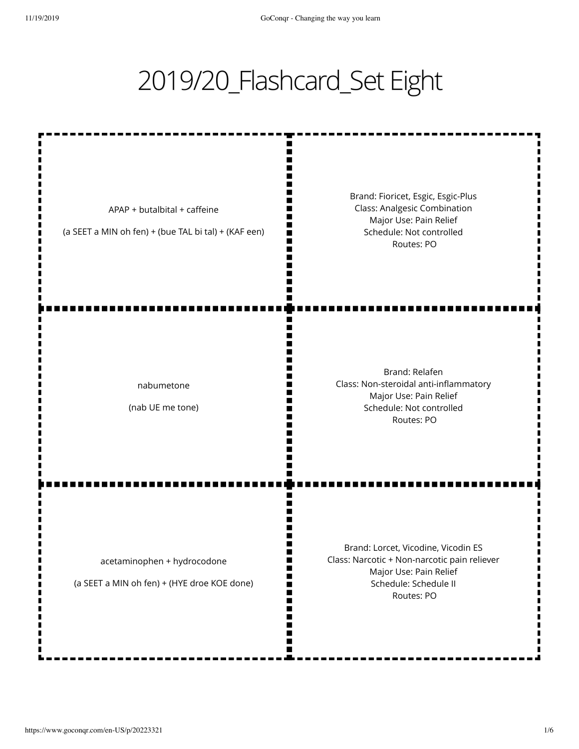# 2019/20_Flashcard_Set Eight

| Front | Back |
| --- | --- |
| APAP + butalbital + caffeine<br><br>(a SEET a MIN oh fen) + (bue TAL bi tal) + (KAF een) | Brand: Fioricet, Esgic, Esgic-Plus<br>Class: Analgesic Combination<br>Major Use: Pain Relief<br>Schedule: Not controlled<br>Routes: PO |
| nabumetone<br><br>(nab UE me tone) | Brand: Relafen<br>Class: Non-steroidal anti-inflammatory<br>Major Use: Pain Relief<br>Schedule: Not controlled<br>Routes: PO |
| acetaminophen + hydrocodone<br><br>(a SEET a MIN oh fen) + (HYE droe KOE done) | Brand: Lorcet, Vicodine, Vicodin ES<br>Class: Narcotic + Non-narcotic pain reliever<br>Major Use: Pain Relief<br>Schedule: Schedule II<br>Routes: PO |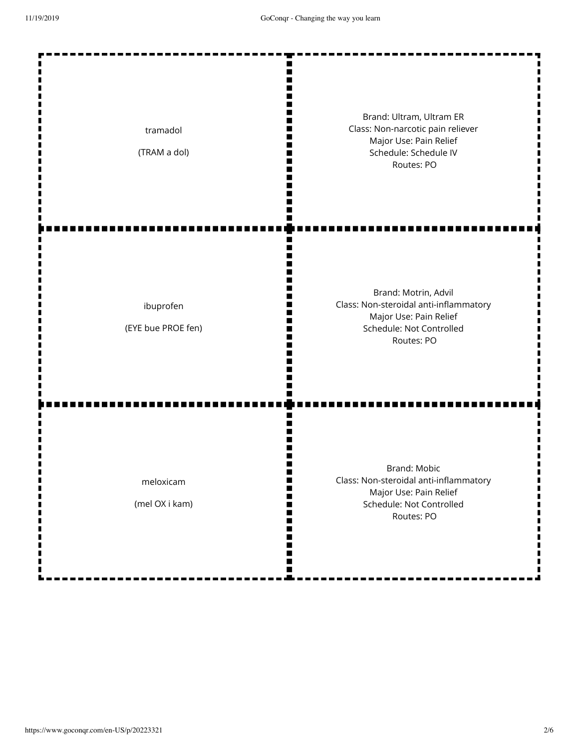| Term | Definition |
| --- | --- |
| tramadol<br><br>(TRAM a dol) | Brand: Ultram, Ultram ER<br>Class: Non-narcotic pain reliever<br>Major Use: Pain Relief<br>Schedule: Schedule IV<br>Routes: PO |
| ibuprofen<br><br>(EYE bue PROE fen) | Brand: Motrin, Advil<br>Class: Non-steroidal anti-inflammatory<br>Major Use: Pain Relief<br>Schedule: Not Controlled<br>Routes: PO |
| meloxicam<br><br>(mel OX i kam) | Brand: Mobic<br>Class: Non-steroidal anti-inflammatory<br>Major Use: Pain Relief<br>Schedule: Not Controlled<br>Routes: PO |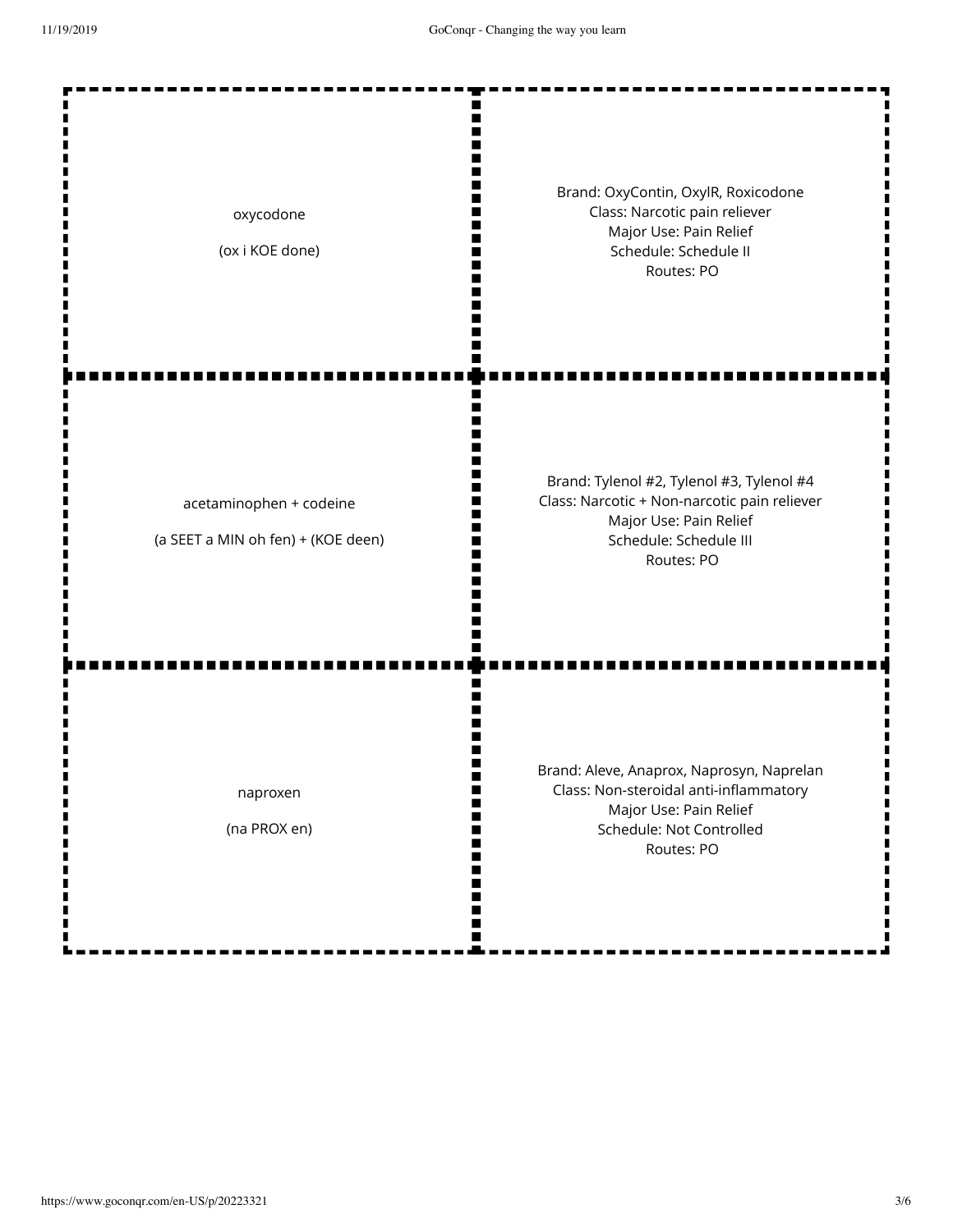| Term | Definition |
| --- | --- |
| oxycodone<br><br>(ox i KOE done) | Brand: OxyContin, OxylR, Roxicodone<br>Class: Narcotic pain reliever<br>Major Use: Pain Relief<br>Schedule: Schedule II<br>Routes: PO |
| acetaminophen + codeine<br><br>(a SEET a MIN oh fen) + (KOE deen) | Brand: Tylenol #2, Tylenol #3, Tylenol #4<br>Class: Narcotic + Non-narcotic pain reliever<br>Major Use: Pain Relief<br>Schedule: Schedule III<br>Routes: PO |
| naproxen<br><br>(na PROX en) | Brand: Aleve, Anaprox, Naprosyn, Naprelan<br>Class: Non-steroidal anti-inflammatory<br>Major Use: Pain Relief<br>Schedule: Not Controlled<br>Routes: PO |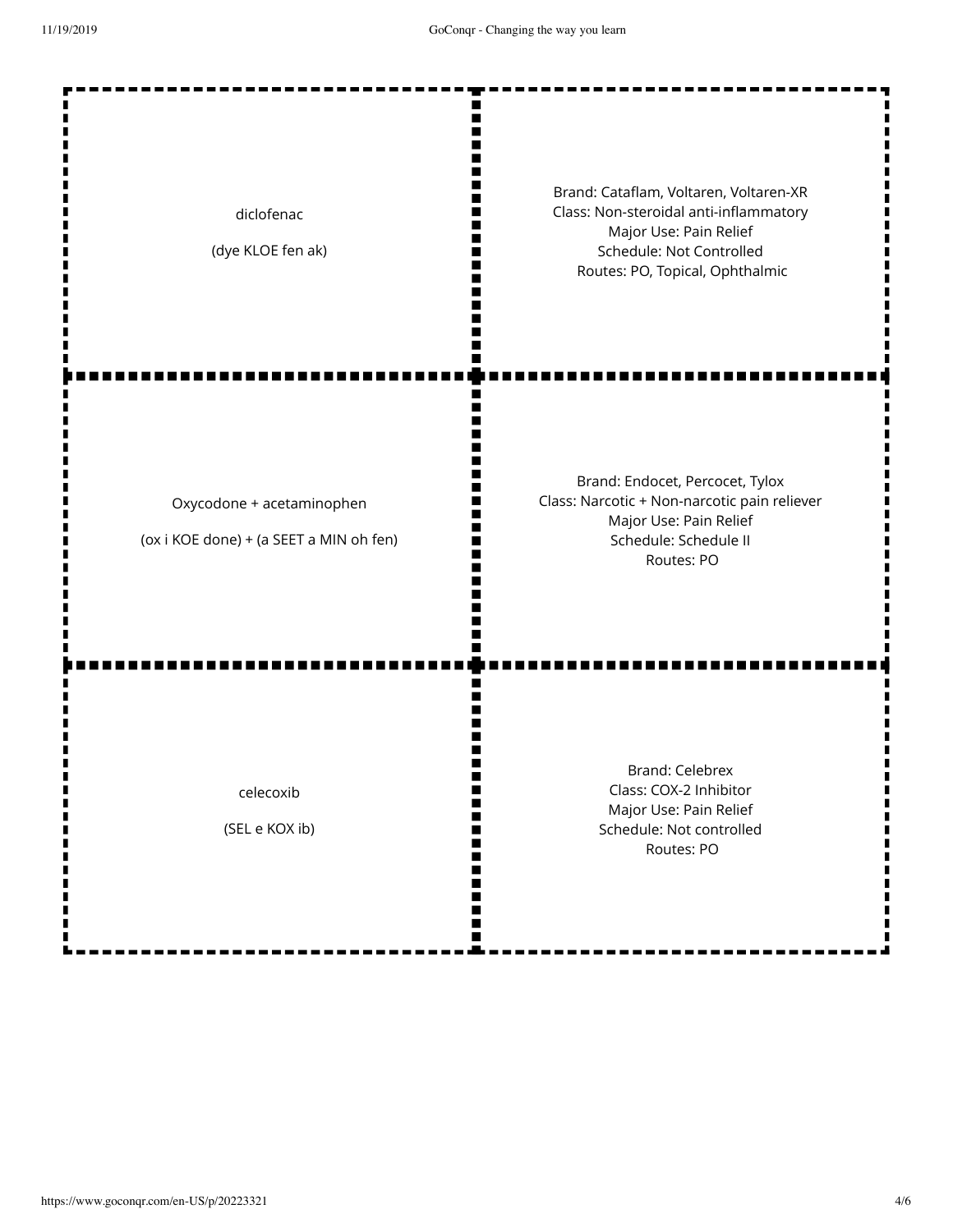| | |
|---|---|
| diclofenac<br><br>(dye KLOE fen ak) | Brand: Cataflam, Voltaren, Voltaren-XR<br>Class: Non-steroidal anti-inflammatory<br>Major Use: Pain Relief<br>Schedule: Not Controlled<br>Routes: PO, Topical, Ophthalmic |
| Oxycodone + acetaminophen<br><br>(ox i KOE done) + (a SEET a MIN oh fen) | Brand: Endocet, Percocet, Tylox<br>Class: Narcotic + Non-narcotic pain reliever<br>Major Use: Pain Relief<br>Schedule: Schedule II<br>Routes: PO |
| celecoxib<br><br>(SEL e KOX ib) | Brand: Celebrex<br>Class: COX-2 Inhibitor<br>Major Use: Pain Relief<br>Schedule: Not controlled<br>Routes: PO |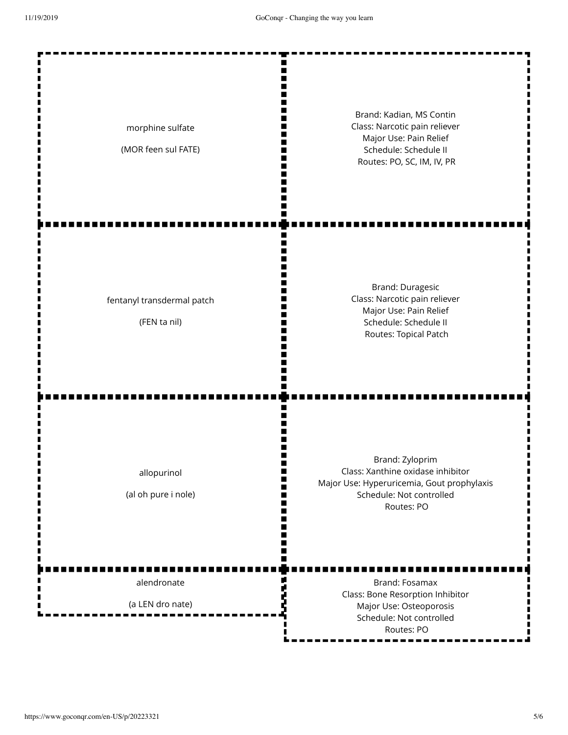| Drug | Details |
| --- | --- |
| morphine sulfate<br><br>(MOR feen sul FATE) | Brand: Kadian, MS Contin<br>Class: Narcotic pain reliever<br>Major Use: Pain Relief<br>Schedule: Schedule II<br>Routes: PO, SC, IM, IV, PR |
| fentanyl transdermal patch<br><br>(FEN ta nil) | Brand: Duragesic<br>Class: Narcotic pain reliever<br>Major Use: Pain Relief<br>Schedule: Schedule II<br>Routes: Topical Patch |
| allopurinol<br><br>(al oh pure i nole) | Brand: Zyloprim<br>Class: Xanthine oxidase inhibitor<br>Major Use: Hyperuricemia, Gout prophylaxis<br>Schedule: Not controlled<br>Routes: PO |
| alendronate<br><br>(a LEN dro nate) | Brand: Fosamax<br>Class: Bone Resorption Inhibitor<br>Major Use: Osteoporosis<br>Schedule: Not controlled<br>Routes: PO |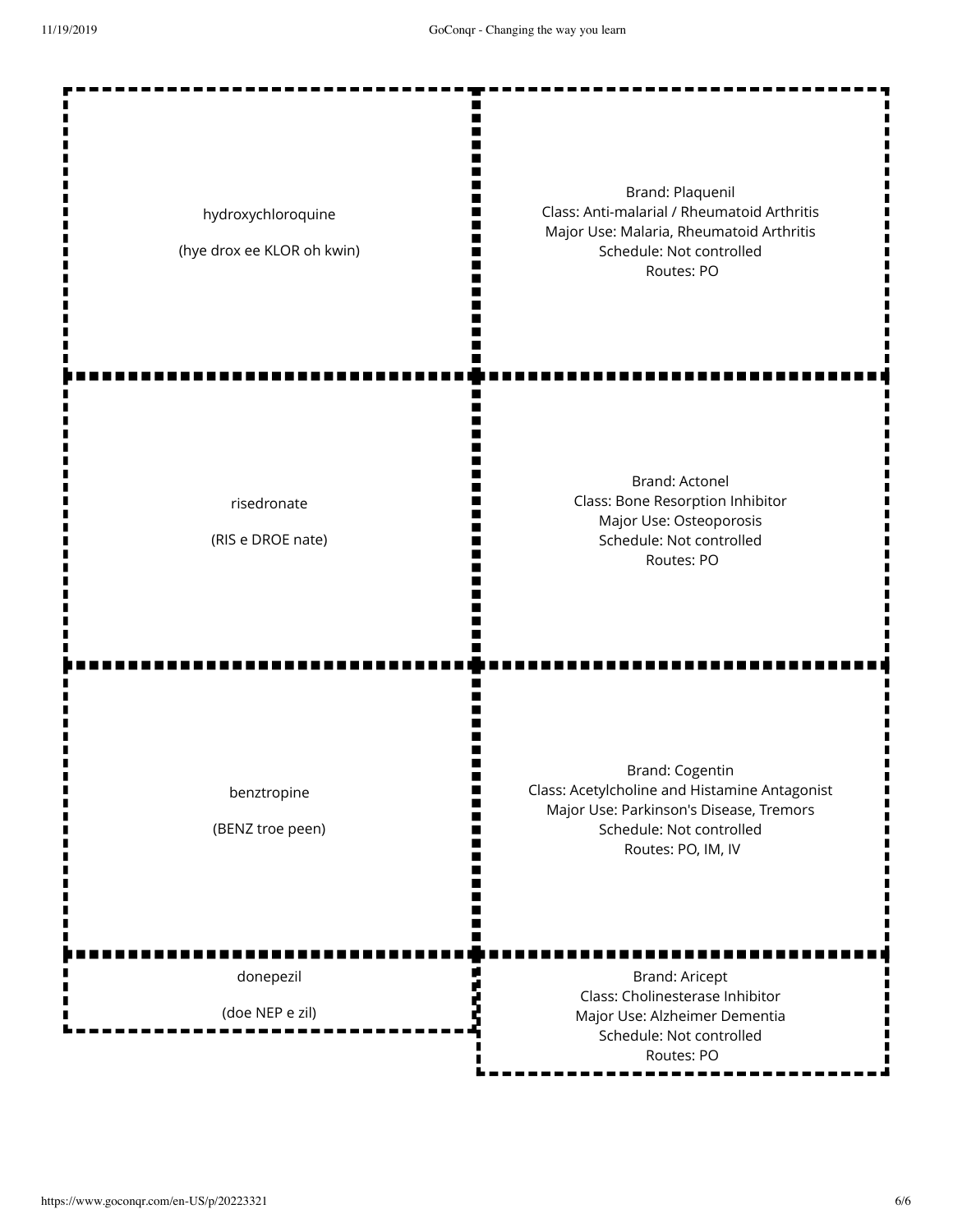| | |
| --- | --- |
| hydroxychloroquine<br><br>(hye drox ee KLOR oh kwin) | Brand: Plaquenil<br>Class: Anti-malarial / Rheumatoid Arthritis<br>Major Use: Malaria, Rheumatoid Arthritis<br>Schedule: Not controlled<br>Routes: PO |
| risedronate<br><br>(RIS e DROE nate) | Brand: Actonel<br>Class: Bone Resorption Inhibitor<br>Major Use: Osteoporosis<br>Schedule: Not controlled<br>Routes: PO |
| benztropine<br><br>(BENZ troe peen) | Brand: Cogentin<br>Class: Acetylcholine and Histamine Antagonist<br>Major Use: Parkinson's Disease, Tremors<br>Schedule: Not controlled<br>Routes: PO, IM, IV |
| donepezil<br><br>(doe NEP e zil) | Brand: Aricept<br>Class: Cholinesterase Inhibitor<br>Major Use: Alzheimer Dementia<br>Schedule: Not controlled<br>Routes: PO |